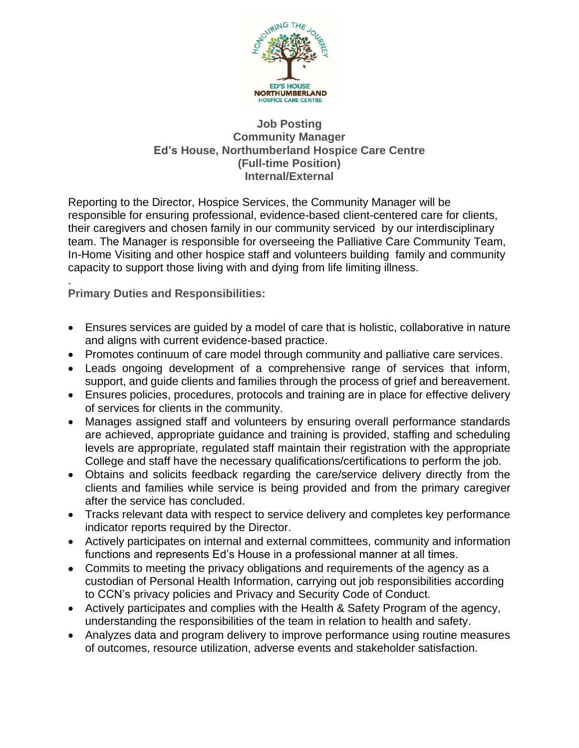**Job Posting**
**Community Manager**
**Ed's House, Northumberland Hospice Care Centre**
**(Full-time Position)**
**Internal/External**

Reporting to the Director, Hospice Services, the Community Manager will be responsible for ensuring professional, evidence-based client-centered care for clients, their caregivers and chosen family in our community serviced by our interdisciplinary team. The Manager is responsible for overseeing the Palliative Care Community Team, In-Home Visiting and other hospice staff and volunteers building family and community capacity to support those living with and dying from life limiting illness.

.

**Primary Duties and Responsibilities:**

- Ensures services are guided by a model of care that is holistic, collaborative in nature and aligns with current evidence-based practice.
- Promotes continuum of care model through community and palliative care services.
- Leads ongoing development of a comprehensive range of services that inform, support, and guide clients and families through the process of grief and bereavement.
- Ensures policies, procedures, protocols and training are in place for effective delivery of services for clients in the community.
- Manages assigned staff and volunteers by ensuring overall performance standards are achieved, appropriate guidance and training is provided, staffing and scheduling levels are appropriate, regulated staff maintain their registration with the appropriate College and staff have the necessary qualifications/certifications to perform the job.
- Obtains and solicits feedback regarding the care/service delivery directly from the clients and families while service is being provided and from the primary caregiver after the service has concluded.
- Tracks relevant data with respect to service delivery and completes key performance indicator reports required by the Director.
- Actively participates on internal and external committees, community and information functions and represents Ed's House in a professional manner at all times.
- Commits to meeting the privacy obligations and requirements of the agency as a custodian of Personal Health Information, carrying out job responsibilities according to CCN's privacy policies and Privacy and Security Code of Conduct.
- Actively participates and complies with the Health & Safety Program of the agency, understanding the responsibilities of the team in relation to health and safety.
- Analyzes data and program delivery to improve performance using routine measures of outcomes, resource utilization, adverse events and stakeholder satisfaction.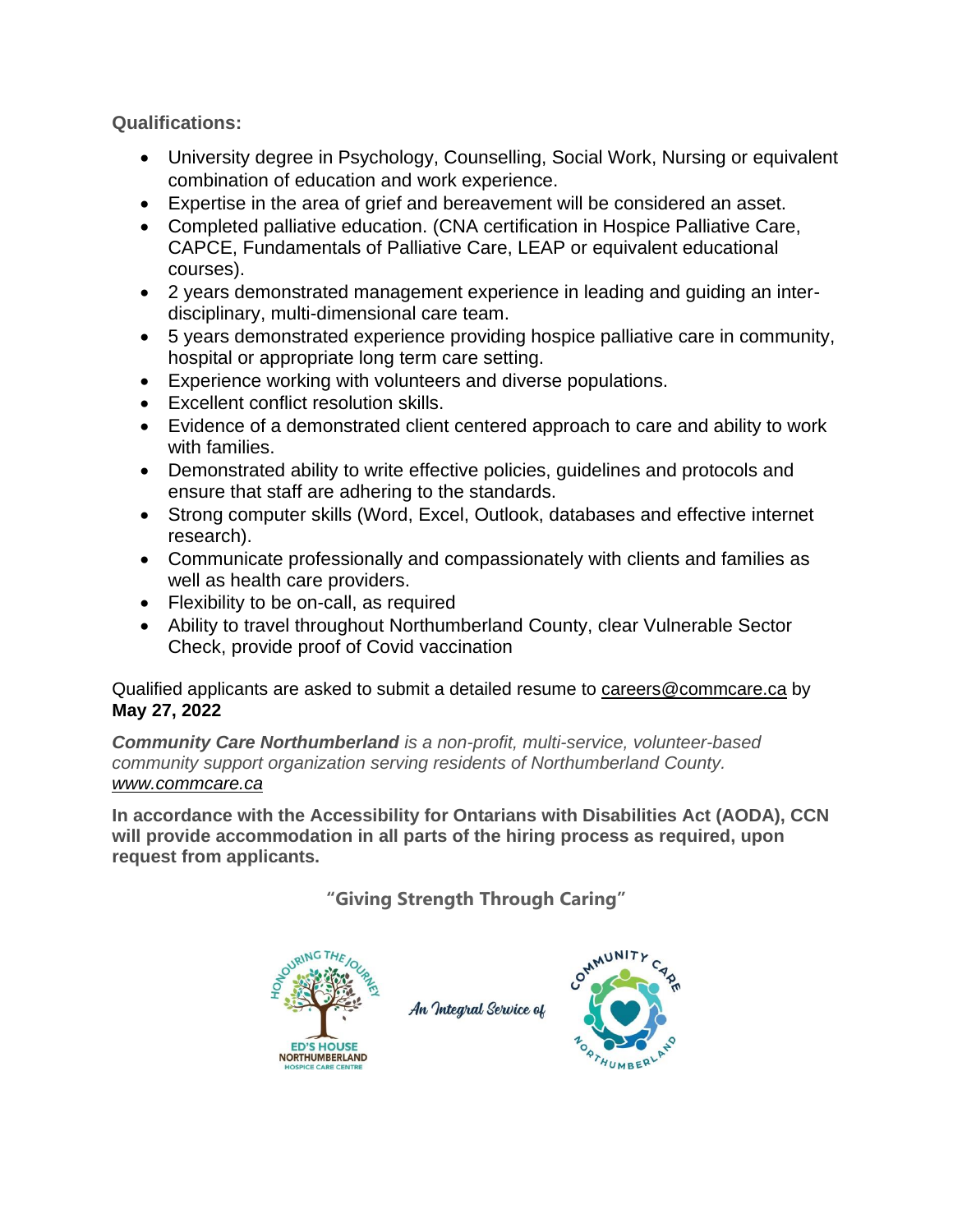**Qualifications:**

- University degree in Psychology, Counselling, Social Work, Nursing or equivalent combination of education and work experience.
- Expertise in the area of grief and bereavement will be considered an asset.
- Completed palliative education. (CNA certification in Hospice Palliative Care, CAPCE, Fundamentals of Palliative Care, LEAP or equivalent educational courses).
- 2 years demonstrated management experience in leading and guiding an inter-disciplinary, multi-dimensional care team.
- 5 years demonstrated experience providing hospice palliative care in community, hospital or appropriate long term care setting.
- Experience working with volunteers and diverse populations.
- Excellent conflict resolution skills.
- Evidence of a demonstrated client centered approach to care and ability to work with families.
- Demonstrated ability to write effective policies, guidelines and protocols and ensure that staff are adhering to the standards.
- Strong computer skills (Word, Excel, Outlook, databases and effective internet research).
- Communicate professionally and compassionately with clients and families as well as health care providers.
- Flexibility to be on-call, as required
- Ability to travel throughout Northumberland County, clear Vulnerable Sector Check, provide proof of Covid vaccination

Qualified applicants are asked to submit a detailed resume to careers@commcare.ca by **May 27, 2022**

***Community Care Northumberland*** *is a non-profit, multi-service, volunteer-based community support organization serving residents of Northumberland County.* *www.commcare.ca*

**In accordance with the Accessibility for Ontarians with Disabilities Act (AODA), CCN will provide accommodation in all parts of the hiring process as required, upon request from applicants.**

**"Giving Strength Through Caring"**

HONOURING THE JOURNEY
ED'S HOUSE NORTHUMBERLAND
HOSPICE CARE CENTRE

*An Integral Service of*

COMMUNITY CARE NORTHUMBERLAND